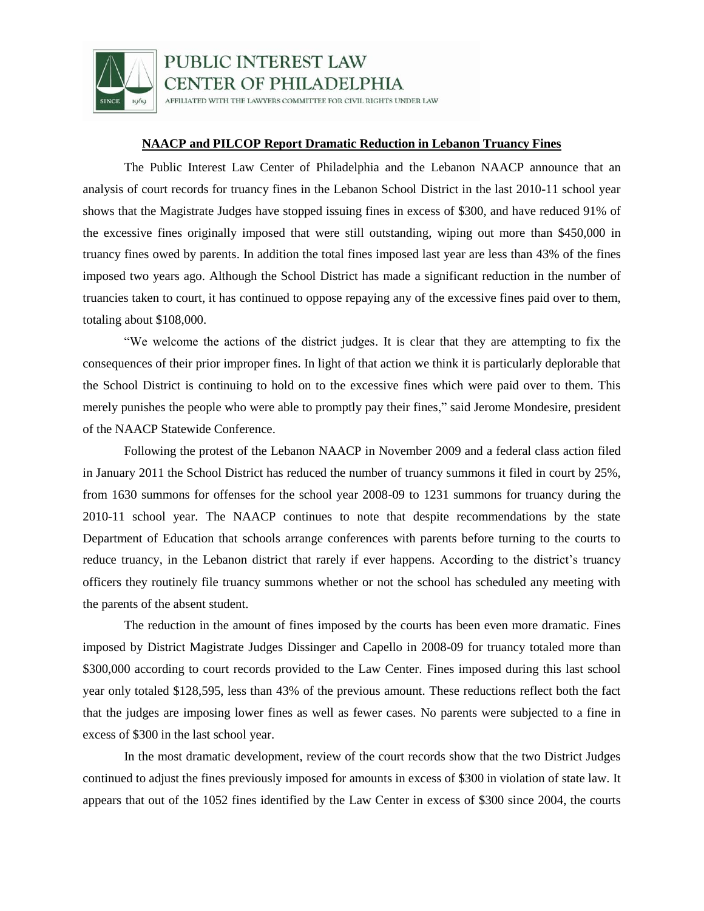PUBLIC INTEREST LAW CENTER OF PHILADELPHIA

AFFILIATED WITH THE LAWYERS COMMITTEE FOR CIVIL RIGHTS UNDER LAW

SINCE 1969

**NAACP and PILCOP Report Dramatic Reduction in Lebanon Truancy Fines**

The Public Interest Law Center of Philadelphia and the Lebanon NAACP announce that an analysis of court records for truancy fines in the Lebanon School District in the last 2010-11 school year shows that the Magistrate Judges have stopped issuing fines in excess of $300, and have reduced 91% of the excessive fines originally imposed that were still outstanding, wiping out more than $450,000 in truancy fines owed by parents. In addition the total fines imposed last year are less than 43% of the fines imposed two years ago. Although the School District has made a significant reduction in the number of truancies taken to court, it has continued to oppose repaying any of the excessive fines paid over to them, totaling about $108,000.

"We welcome the actions of the district judges. It is clear that they are attempting to fix the consequences of their prior improper fines. In light of that action we think it is particularly deplorable that the School District is continuing to hold on to the excessive fines which were paid over to them. This merely punishes the people who were able to promptly pay their fines," said Jerome Mondesire, president of the NAACP Statewide Conference.

Following the protest of the Lebanon NAACP in November 2009 and a federal class action filed in January 2011 the School District has reduced the number of truancy summons it filed in court by 25%, from 1630 summons for offenses for the school year 2008-09 to 1231 summons for truancy during the 2010-11 school year. The NAACP continues to note that despite recommendations by the state Department of Education that schools arrange conferences with parents before turning to the courts to reduce truancy, in the Lebanon district that rarely if ever happens. According to the district's truancy officers they routinely file truancy summons whether or not the school has scheduled any meeting with the parents of the absent student.

The reduction in the amount of fines imposed by the courts has been even more dramatic. Fines imposed by District Magistrate Judges Dissinger and Capello in 2008-09 for truancy totaled more than $300,000 according to court records provided to the Law Center. Fines imposed during this last school year only totaled $128,595, less than 43% of the previous amount. These reductions reflect both the fact that the judges are imposing lower fines as well as fewer cases. No parents were subjected to a fine in excess of $300 in the last school year.

In the most dramatic development, review of the court records show that the two District Judges continued to adjust the fines previously imposed for amounts in excess of $300 in violation of state law. It appears that out of the 1052 fines identified by the Law Center in excess of $300 since 2004, the courts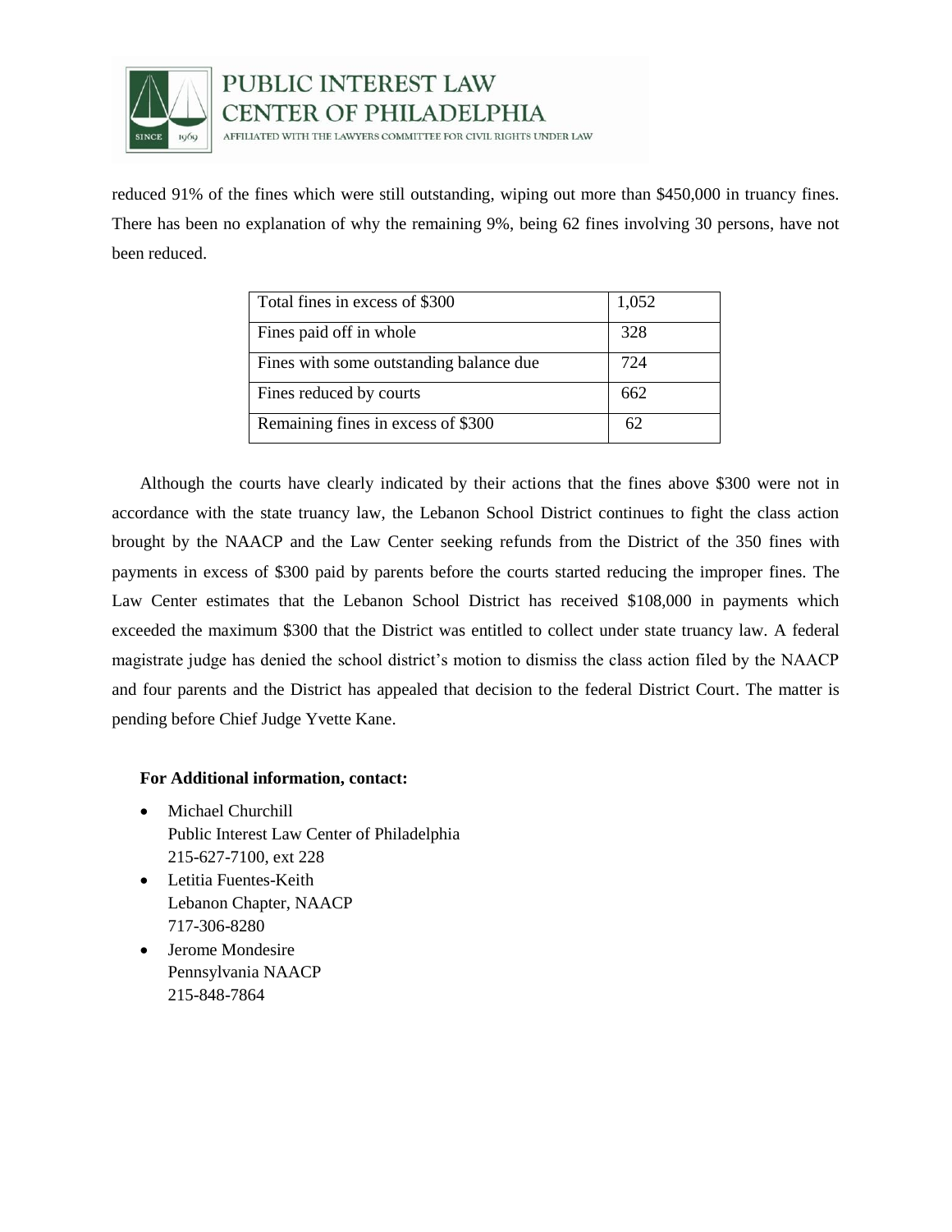reduced 91% of the fines which were still outstanding, wiping out more than $450,000 in truancy fines. There has been no explanation of why the remaining 9%, being 62 fines involving 30 persons, have not been reduced.

| | |
|---|---|
| Total fines in excess of $300 | 1,052 |
| Fines paid off in whole | 328 |
| Fines with some outstanding balance due | 724 |
| Fines reduced by courts | 662 |
| Remaining fines in excess of $300 | 62 |

Although the courts have clearly indicated by their actions that the fines above $300 were not in accordance with the state truancy law, the Lebanon School District continues to fight the class action brought by the NAACP and the Law Center seeking refunds from the District of the 350 fines with payments in excess of $300 paid by parents before the courts started reducing the improper fines. The Law Center estimates that the Lebanon School District has received $108,000 in payments which exceeded the maximum $300 that the District was entitled to collect under state truancy law. A federal magistrate judge has denied the school district's motion to dismiss the class action filed by the NAACP and four parents and the District has appealed that decision to the federal District Court. The matter is pending before Chief Judge Yvette Kane.

**For Additional information, contact:**

- Michael Churchill
  Public Interest Law Center of Philadelphia
  215-627-7100, ext 228
- Letitia Fuentes-Keith
  Lebanon Chapter, NAACP
  717-306-8280
- Jerome Mondesire
  Pennsylvania NAACP
  215-848-7864